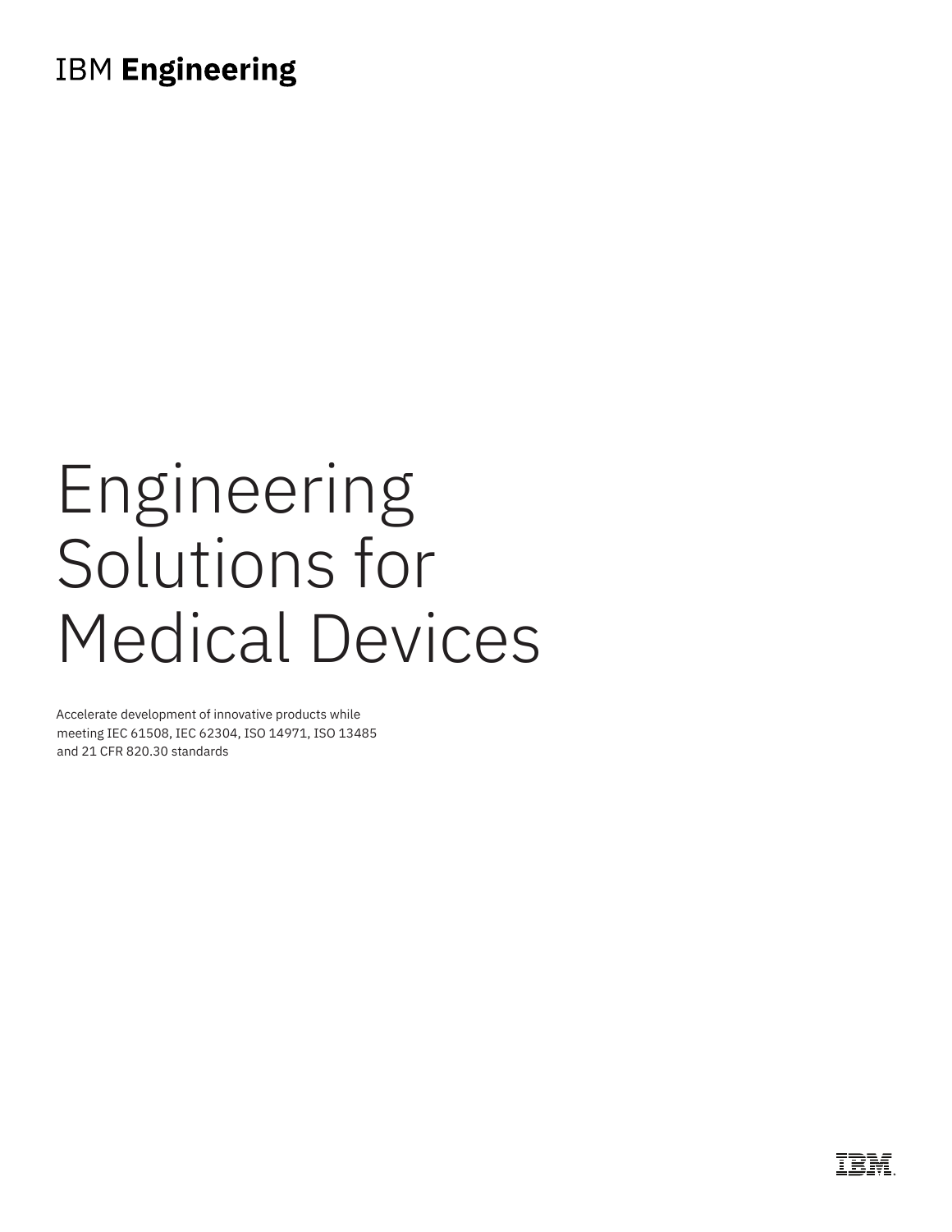IBM **Engineering**

# Engineering Solutions for Medical Devices

Accelerate development of innovative products while meeting IEC 61508, IEC 62304, ISO 14971, ISO 13485 and 21 CFR 820.30 standards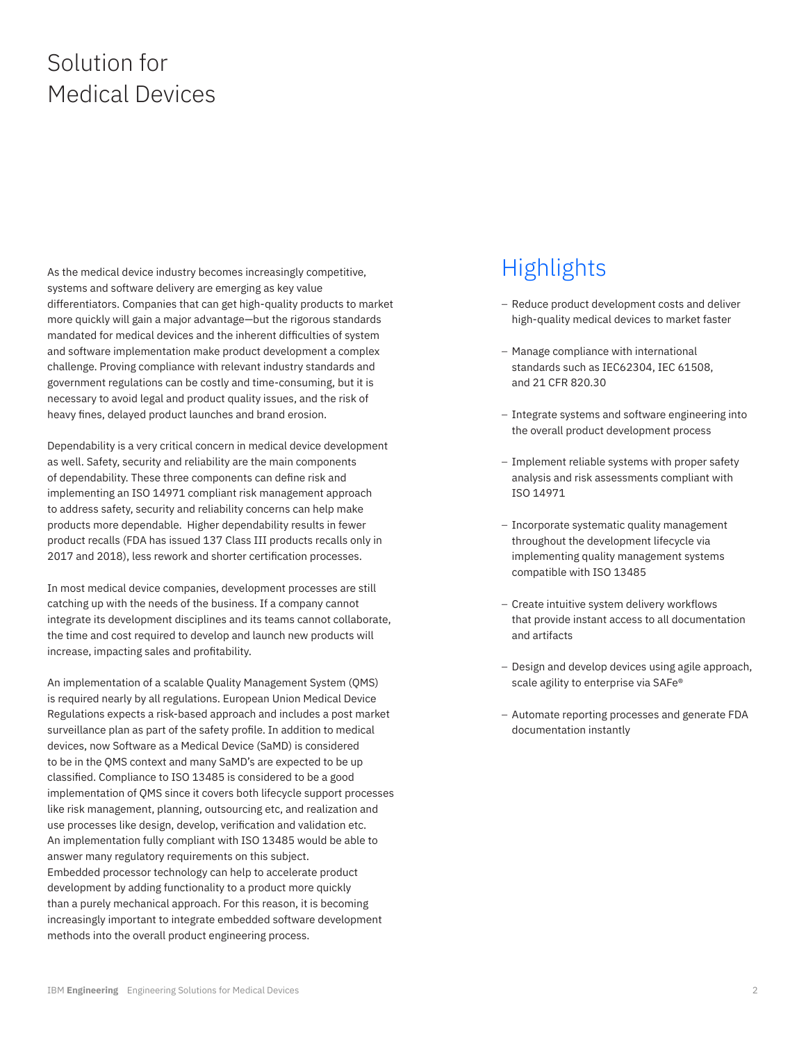# Solution for Medical Devices

As the medical device industry becomes increasingly competitive, systems and software delivery are emerging as key value differentiators. Companies that can get high-quality products to market more quickly will gain a major advantage—but the rigorous standards mandated for medical devices and the inherent difficulties of system and software implementation make product development a complex challenge. Proving compliance with relevant industry standards and government regulations can be costly and time-consuming, but it is necessary to avoid legal and product quality issues, and the risk of heavy fines, delayed product launches and brand erosion.

Dependability is a very critical concern in medical device development as well. Safety, security and reliability are the main components of dependability. These three components can define risk and implementing an ISO 14971 compliant risk management approach to address safety, security and reliability concerns can help make products more dependable. Higher dependability results in fewer product recalls (FDA has issued 137 Class III products recalls only in 2017 and 2018), less rework and shorter certification processes.

In most medical device companies, development processes are still catching up with the needs of the business. If a company cannot integrate its development disciplines and its teams cannot collaborate, the time and cost required to develop and launch new products will increase, impacting sales and profitability.

An implementation of a scalable Quality Management System (QMS) is required nearly by all regulations. European Union Medical Device Regulations expects a risk-based approach and includes a post market surveillance plan as part of the safety profile. In addition to medical devices, now Software as a Medical Device (SaMD) is considered to be in the QMS context and many SaMD's are expected to be up classified. Compliance to ISO 13485 is considered to be a good implementation of QMS since it covers both lifecycle support processes like risk management, planning, outsourcing etc, and realization and use processes like design, develop, verification and validation etc. An implementation fully compliant with ISO 13485 would be able to answer many regulatory requirements on this subject.
Embedded processor technology can help to accelerate product development by adding functionality to a product more quickly than a purely mechanical approach. For this reason, it is becoming increasingly important to integrate embedded software development methods into the overall product engineering process.

## Highlights

- Reduce product development costs and deliver high-quality medical devices to market faster
- Manage compliance with international standards such as IEC62304, IEC 61508, and 21 CFR 820.30
- Integrate systems and software engineering into the overall product development process
- Implement reliable systems with proper safety analysis and risk assessments compliant with ISO 14971
- Incorporate systematic quality management throughout the development lifecycle via implementing quality management systems compatible with ISO 13485
- Create intuitive system delivery workflows that provide instant access to all documentation and artifacts
- Design and develop devices using agile approach, scale agility to enterprise via SAFe®
- Automate reporting processes and generate FDA documentation instantly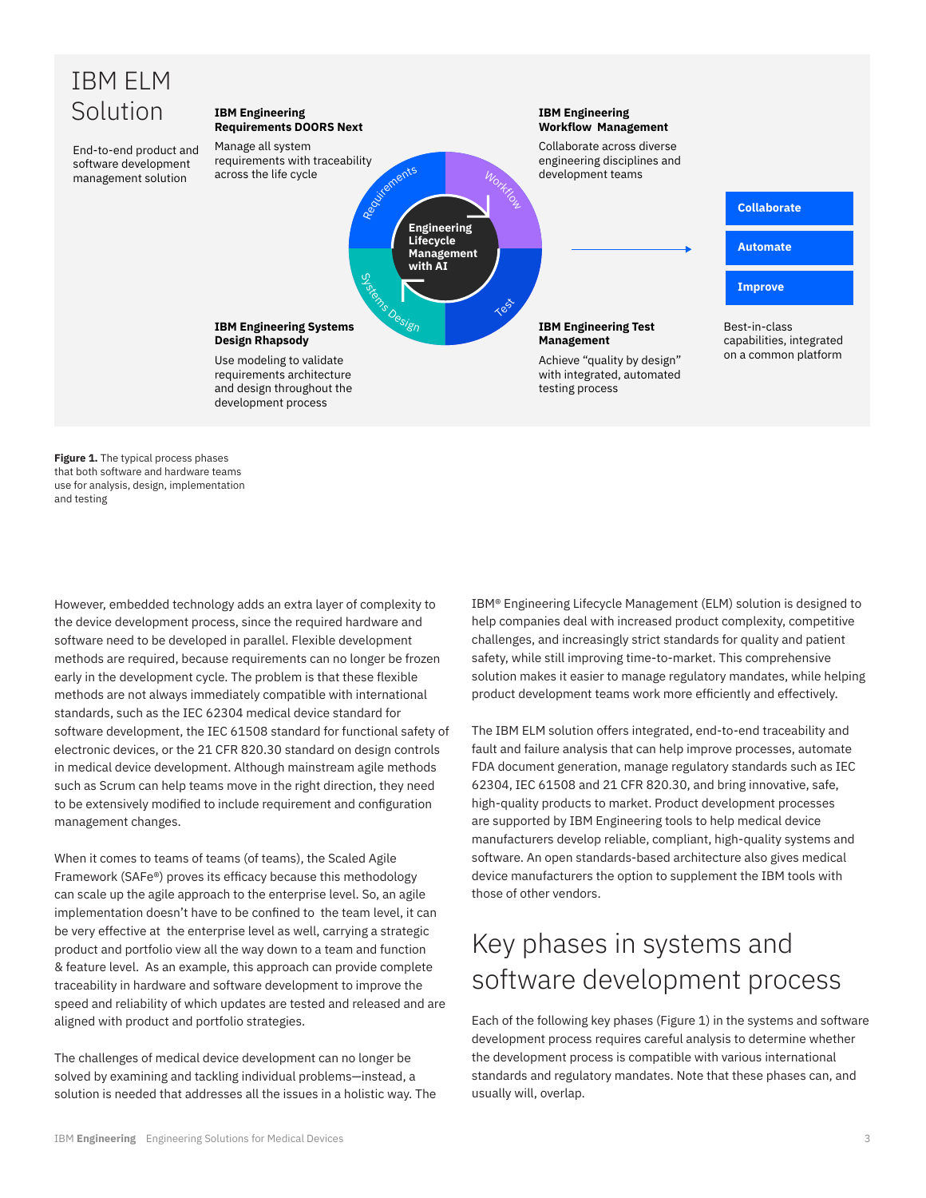# IBM ELM Solution

End-to-end product and software development management solution

**IBM Engineering Requirements DOORS Next**

Manage all system requirements with traceability across the life cycle

**IBM Engineering Workflow Management**

Collaborate across diverse engineering disciplines and development teams

**IBM Engineering Systems Design Rhapsody**

Use modeling to validate requirements architecture and design throughout the development process

**IBM Engineering Test Management**

Achieve "quality by design" with integrated, automated testing process

**Engineering Lifecycle Management with AI**

Requirements · Workflow · Test · Systems Design

**Collaborate**

**Automate**

**Improve**

Best-in-class capabilities, integrated on a common platform

**Figure 1.** The typical process phases that both software and hardware teams use for analysis, design, implementation and testing

However, embedded technology adds an extra layer of complexity to the device development process, since the required hardware and software need to be developed in parallel. Flexible development methods are required, because requirements can no longer be frozen early in the development cycle. The problem is that these flexible methods are not always immediately compatible with international standards, such as the IEC 62304 medical device standard for software development, the IEC 61508 standard for functional safety of electronic devices, or the 21 CFR 820.30 standard on design controls in medical device development. Although mainstream agile methods such as Scrum can help teams move in the right direction, they need to be extensively modified to include requirement and configuration management changes.

When it comes to teams of teams (of teams), the Scaled Agile Framework (SAFe®) proves its efficacy because this methodology can scale up the agile approach to the enterprise level. So, an agile implementation doesn't have to be confined to the team level, it can be very effective at the enterprise level as well, carrying a strategic product and portfolio view all the way down to a team and function & feature level. As an example, this approach can provide complete traceability in hardware and software development to improve the speed and reliability of which updates are tested and released and are aligned with product and portfolio strategies.

The challenges of medical device development can no longer be solved by examining and tackling individual problems—instead, a solution is needed that addresses all the issues in a holistic way. The IBM® Engineering Lifecycle Management (ELM) solution is designed to help companies deal with increased product complexity, competitive challenges, and increasingly strict standards for quality and patient safety, while still improving time-to-market. This comprehensive solution makes it easier to manage regulatory mandates, while helping product development teams work more efficiently and effectively.

The IBM ELM solution offers integrated, end-to-end traceability and fault and failure analysis that can help improve processes, automate FDA document generation, manage regulatory standards such as IEC 62304, IEC 61508 and 21 CFR 820.30, and bring innovative, safe, high-quality products to market. Product development processes are supported by IBM Engineering tools to help medical device manufacturers develop reliable, compliant, high-quality systems and software. An open standards-based architecture also gives medical device manufacturers the option to supplement the IBM tools with those of other vendors.

## Key phases in systems and software development process

Each of the following key phases (Figure 1) in the systems and software development process requires careful analysis to determine whether the development process is compatible with various international standards and regulatory mandates. Note that these phases can, and usually will, overlap.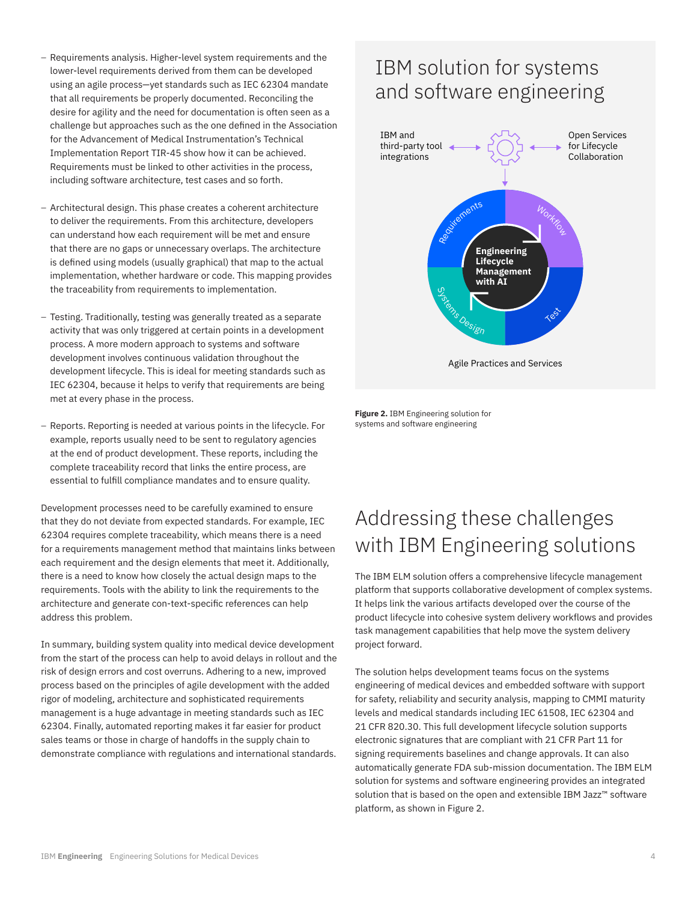- Requirements analysis. Higher-level system requirements and the lower-level requirements derived from them can be developed using an agile process—yet standards such as IEC 62304 mandate that all requirements be properly documented. Reconciling the desire for agility and the need for documentation is often seen as a challenge but approaches such as the one defined in the Association for the Advancement of Medical Instrumentation's Technical Implementation Report TIR-45 show how it can be achieved. Requirements must be linked to other activities in the process, including software architecture, test cases and so forth.

- Architectural design. This phase creates a coherent architecture to deliver the requirements. From this architecture, developers can understand how each requirement will be met and ensure that there are no gaps or unnecessary overlaps. The architecture is defined using models (usually graphical) that map to the actual implementation, whether hardware or code. This mapping provides the traceability from requirements to implementation.

- Testing. Traditionally, testing was generally treated as a separate activity that was only triggered at certain points in a development process. A more modern approach to systems and software development involves continuous validation throughout the development lifecycle. This is ideal for meeting standards such as IEC 62304, because it helps to verify that requirements are being met at every phase in the process.

- Reports. Reporting is needed at various points in the lifecycle. For example, reports usually need to be sent to regulatory agencies at the end of product development. These reports, including the complete traceability record that links the entire process, are essential to fulfill compliance mandates and to ensure quality.

Development processes need to be carefully examined to ensure that they do not deviate from expected standards. For example, IEC 62304 requires complete traceability, which means there is a need for a requirements management method that maintains links between each requirement and the design elements that meet it. Additionally, there is a need to know how closely the actual design maps to the requirements. Tools with the ability to link the requirements to the architecture and generate con-text-specific references can help address this problem.

In summary, building system quality into medical device development from the start of the process can help to avoid delays in rollout and the risk of design errors and cost overruns. Adhering to a new, improved process based on the principles of agile development with the added rigor of modeling, architecture and sophisticated requirements management is a huge advantage in meeting standards such as IEC 62304. Finally, automated reporting makes it far easier for product sales teams or those in charge of handoffs in the supply chain to demonstrate compliance with regulations and international standards.

## IBM solution for systems and software engineering

IBM and third-party tool integrations ↔ Open Services for Lifecycle Collaboration

Engineering Lifecycle Management with AI: Requirements, Workflow, Test, Systems Design

Agile Practices and Services

**Figure 2.** IBM Engineering solution for systems and software engineering

## Addressing these challenges with IBM Engineering solutions

The IBM ELM solution offers a comprehensive lifecycle management platform that supports collaborative development of complex systems. It helps link the various artifacts developed over the course of the product lifecycle into cohesive system delivery workflows and provides task management capabilities that help move the system delivery project forward.

The solution helps development teams focus on the systems engineering of medical devices and embedded software with support for safety, reliability and security analysis, mapping to CMMI maturity levels and medical standards including IEC 61508, IEC 62304 and 21 CFR 820.30. This full development lifecycle solution supports electronic signatures that are compliant with 21 CFR Part 11 for signing requirements baselines and change approvals. It can also automatically generate FDA sub-mission documentation. The IBM ELM solution for systems and software engineering provides an integrated solution that is based on the open and extensible IBM Jazz™ software platform, as shown in Figure 2.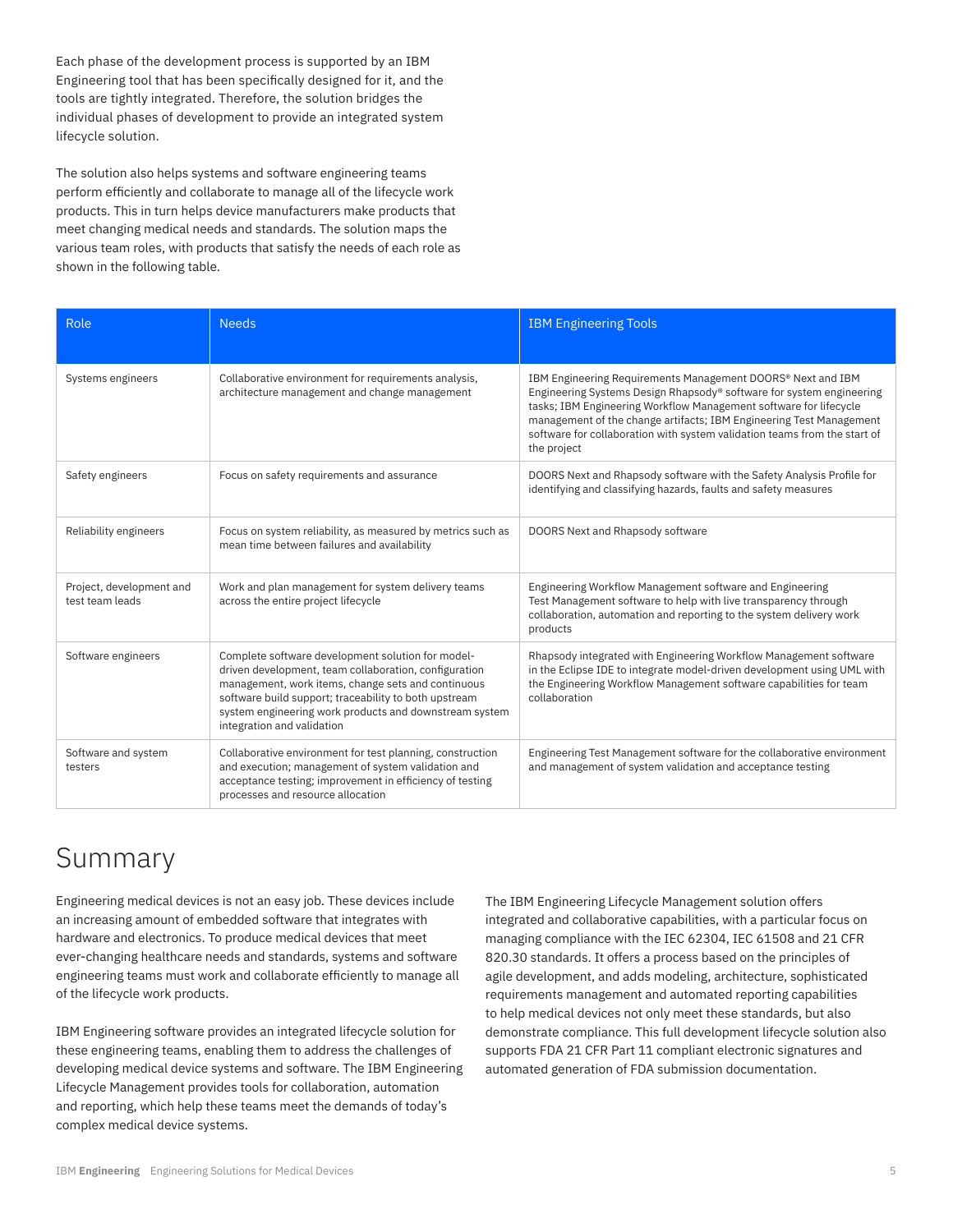Each phase of the development process is supported by an IBM Engineering tool that has been specifically designed for it, and the tools are tightly integrated. Therefore, the solution bridges the individual phases of development to provide an integrated system lifecycle solution.

The solution also helps systems and software engineering teams perform efficiently and collaborate to manage all of the lifecycle work products. This in turn helps device manufacturers make products that meet changing medical needs and standards. The solution maps the various team roles, with products that satisfy the needs of each role as shown in the following table.

| Role | Needs | IBM Engineering Tools |
| --- | --- | --- |
| Systems engineers | Collaborative environment for requirements analysis, architecture management and change management | IBM Engineering Requirements Management DOORS® Next and IBM Engineering Systems Design Rhapsody® software for system engineering tasks; IBM Engineering Workflow Management software for lifecycle management of the change artifacts; IBM Engineering Test Management software for collaboration with system validation teams from the start of the project |
| Safety engineers | Focus on safety requirements and assurance | DOORS Next and Rhapsody software with the Safety Analysis Profile for identifying and classifying hazards, faults and safety measures |
| Reliability engineers | Focus on system reliability, as measured by metrics such as mean time between failures and availability | DOORS Next and Rhapsody software |
| Project, development and test team leads | Work and plan management for system delivery teams across the entire project lifecycle | Engineering Workflow Management software and Engineering Test Management software to help with live transparency through collaboration, automation and reporting to the system delivery work products |
| Software engineers | Complete software development solution for model-driven development, team collaboration, configuration management, work items, change sets and continuous software build support; traceability to both upstream system engineering work products and downstream system integration and validation | Rhapsody integrated with Engineering Workflow Management software in the Eclipse IDE to integrate model-driven development using UML with the Engineering Workflow Management software capabilities for team collaboration |
| Software and system testers | Collaborative environment for test planning, construction and execution; management of system validation and acceptance testing; improvement in efficiency of testing processes and resource allocation | Engineering Test Management software for the collaborative environment and management of system validation and acceptance testing |

# Summary

Engineering medical devices is not an easy job. These devices include an increasing amount of embedded software that integrates with hardware and electronics. To produce medical devices that meet ever-changing healthcare needs and standards, systems and software engineering teams must work and collaborate efficiently to manage all of the lifecycle work products.

IBM Engineering software provides an integrated lifecycle solution for these engineering teams, enabling them to address the challenges of developing medical device systems and software. The IBM Engineering Lifecycle Management provides tools for collaboration, automation and reporting, which help these teams meet the demands of today's complex medical device systems.

The IBM Engineering Lifecycle Management solution offers integrated and collaborative capabilities, with a particular focus on managing compliance with the IEC 62304, IEC 61508 and 21 CFR 820.30 standards. It offers a process based on the principles of agile development, and adds modeling, architecture, sophisticated requirements management and automated reporting capabilities to help medical devices not only meet these standards, but also demonstrate compliance. This full development lifecycle solution also supports FDA 21 CFR Part 11 compliant electronic signatures and automated generation of FDA submission documentation.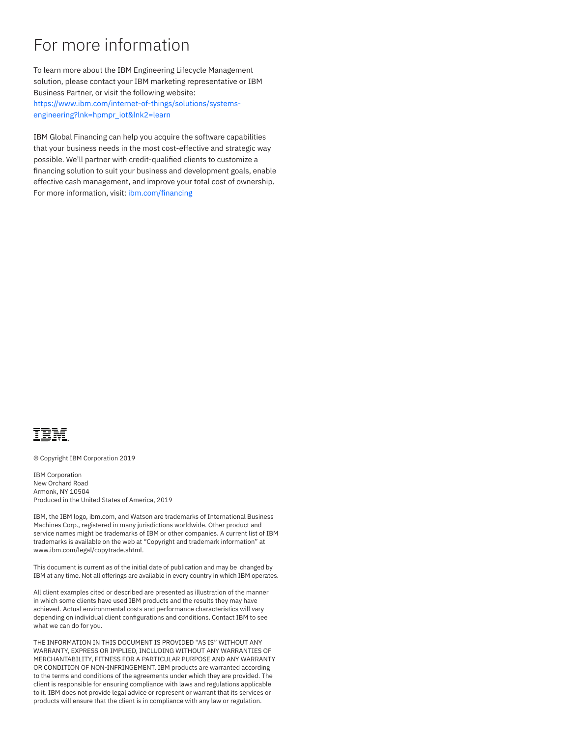# For more information

To learn more about the IBM Engineering Lifecycle Management solution, please contact your IBM marketing representative or IBM Business Partner, or visit the following website: https://www.ibm.com/internet-of-things/solutions/systems-engineering?lnk=hpmpr_iot&lnk2=learn

IBM Global Financing can help you acquire the software capabilities that your business needs in the most cost-effective and strategic way possible. We'll partner with credit-qualified clients to customize a financing solution to suit your business and development goals, enable effective cash management, and improve your total cost of ownership. For more information, visit: ibm.com/financing

© Copyright IBM Corporation 2019

IBM Corporation
New Orchard Road
Armonk, NY 10504
Produced in the United States of America, 2019

IBM, the IBM logo, ibm.com, and Watson are trademarks of International Business Machines Corp., registered in many jurisdictions worldwide. Other product and service names might be trademarks of IBM or other companies. A current list of IBM trademarks is available on the web at "Copyright and trademark information" at www.ibm.com/legal/copytrade.shtml.

This document is current as of the initial date of publication and may be changed by IBM at any time. Not all offerings are available in every country in which IBM operates.

All client examples cited or described are presented as illustration of the manner in which some clients have used IBM products and the results they may have achieved. Actual environmental costs and performance characteristics will vary depending on individual client configurations and conditions. Contact IBM to see what we can do for you.

THE INFORMATION IN THIS DOCUMENT IS PROVIDED "AS IS" WITHOUT ANY WARRANTY, EXPRESS OR IMPLIED, INCLUDING WITHOUT ANY WARRANTIES OF MERCHANTABILITY, FITNESS FOR A PARTICULAR PURPOSE AND ANY WARRANTY OR CONDITION OF NON-INFRINGEMENT. IBM products are warranted according to the terms and conditions of the agreements under which they are provided. The client is responsible for ensuring compliance with laws and regulations applicable to it. IBM does not provide legal advice or represent or warrant that its services or products will ensure that the client is in compliance with any law or regulation.